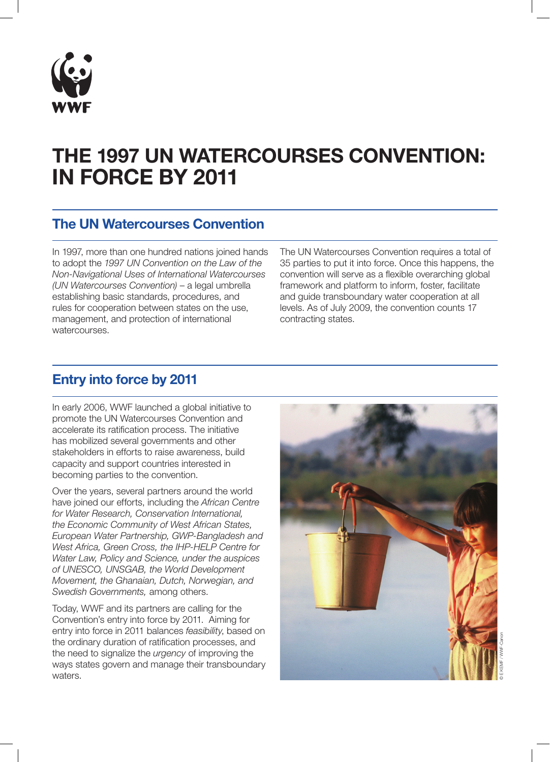WWF

# THE 1997 UN WATERCOURSES CONVENTION: IN FORCE BY 2011

## The UN Watercourses Convention

In 1997, more than one hundred nations joined hands to adopt the *1997 UN Convention on the Law of the Non-Navigational Uses of International Watercourses (UN Watercourses Convention)* – a legal umbrella establishing basic standards, procedures, and rules for cooperation between states on the use, management, and protection of international watercourses.

The UN Watercourses Convention requires a total of 35 parties to put it into force. Once this happens, the convention will serve as a flexible overarching global framework and platform to inform, foster, facilitate and guide transboundary water cooperation at all levels. As of July 2009, the convention counts 17 contracting states.

## Entry into force by 2011

In early 2006, WWF launched a global initiative to promote the UN Watercourses Convention and accelerate its ratification process. The initiative has mobilized several governments and other stakeholders in efforts to raise awareness, build capacity and support countries interested in becoming parties to the convention.

Over the years, several partners around the world have joined our efforts, including the *African Centre for Water Research, Conservation International, the Economic Community of West African States, European Water Partnership, GWP-Bangladesh and West Africa, Green Cross, the IHP-HELP Centre for Water Law, Policy and Science, under the auspices of UNESCO, UNSGAB, the World Development Movement, the Ghanaian, Dutch, Norwegian, and Swedish Governments,* among others.

Today, WWF and its partners are calling for the Convention's entry into force by 2011. Aiming for entry into force in 2011 balances *feasibility*, based on the ordinary duration of ratification processes, and the need to signalize the *urgency* of improving the ways states govern and manage their transboundary waters.

© E KEMF / WWF-Canon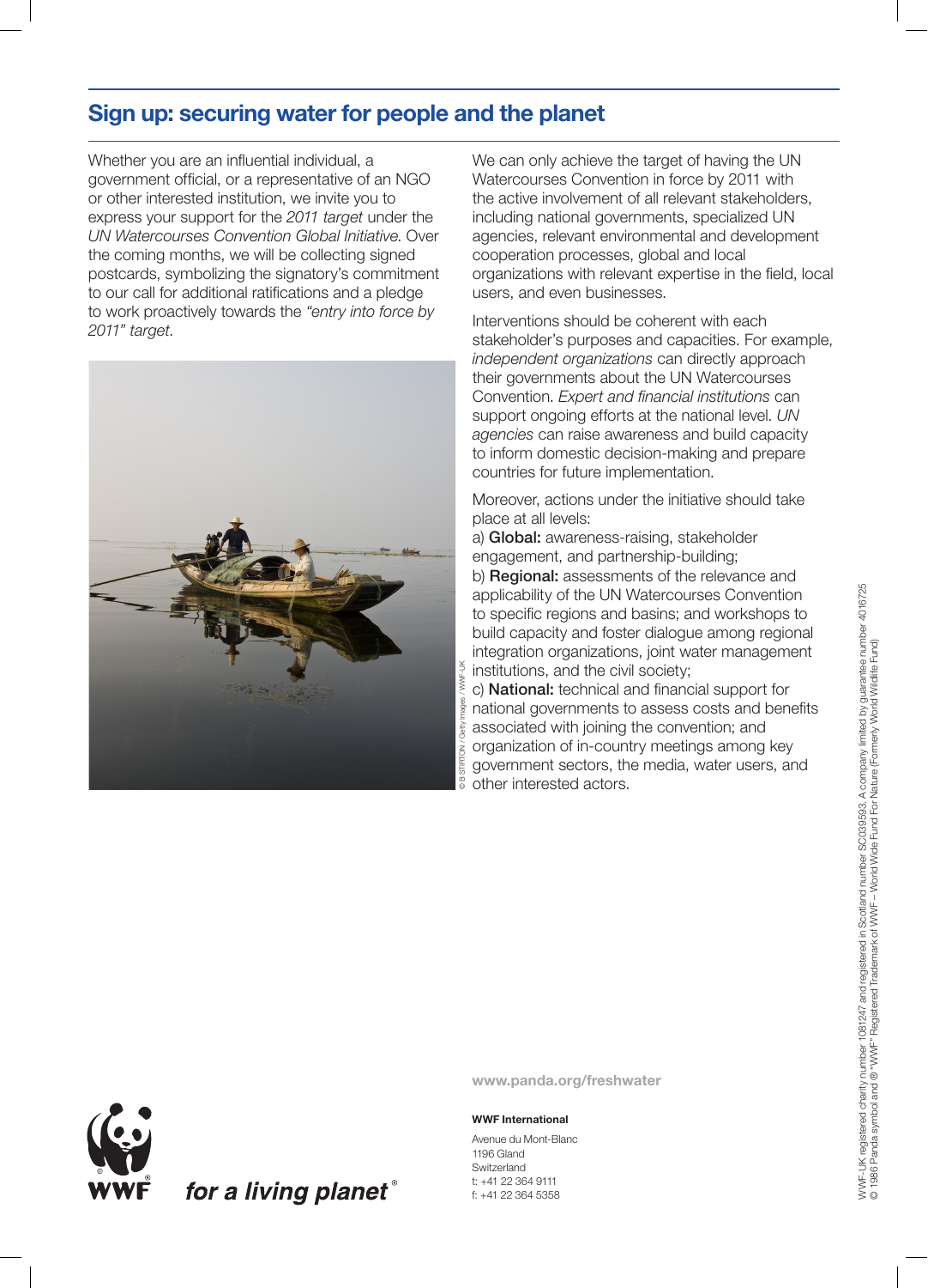## Sign up: securing water for people and the planet

Whether you are an influential individual, a government official, or a representative of an NGO or other interested institution, we invite you to express your support for the *2011 target* under the *UN Watercourses Convention Global Initiative*. Over the coming months, we will be collecting signed postcards, symbolizing the signatory's commitment to our call for additional ratifications and a pledge to work proactively towards the *"entry into force by 2011" target*.

© B STIRTON / Getty Images / WWF-UK

We can only achieve the target of having the UN Watercourses Convention in force by 2011 with the active involvement of all relevant stakeholders, including national governments, specialized UN agencies, relevant environmental and development cooperation processes, global and local organizations with relevant expertise in the field, local users, and even businesses.

Interventions should be coherent with each stakeholder's purposes and capacities. For example, *independent organizations* can directly approach their governments about the UN Watercourses Convention. *Expert and financial institutions* can support ongoing efforts at the national level. *UN agencies* can raise awareness and build capacity to inform domestic decision-making and prepare countries for future implementation.

Moreover, actions under the initiative should take place at all levels:

a) **Global:** awareness-raising, stakeholder engagement, and partnership-building;

b) **Regional:** assessments of the relevance and applicability of the UN Watercourses Convention to specific regions and basins; and workshops to build capacity and foster dialogue among regional integration organizations, joint water management institutions, and the civil society;

c) **National:** technical and financial support for national governments to assess costs and benefits associated with joining the convention; and organization of in-country meetings among key government sectors, the media, water users, and other interested actors.

www.panda.org/freshwater

WWF *for a living planet*®

**WWF International**

Avenue du Mont-Blanc
1196 Gland
Switzerland
t: +41 22 364 9111
f: +41 22 364 5358

WWF-UK registered charity number 1081247 and registered in Scotland number SC039593. A company limited by guarantee number 4016725
© 1986 Panda symbol and ® "WWF" Registered Trademark of WWF – World Wide Fund For Nature (Formerly World Wildlife Fund)